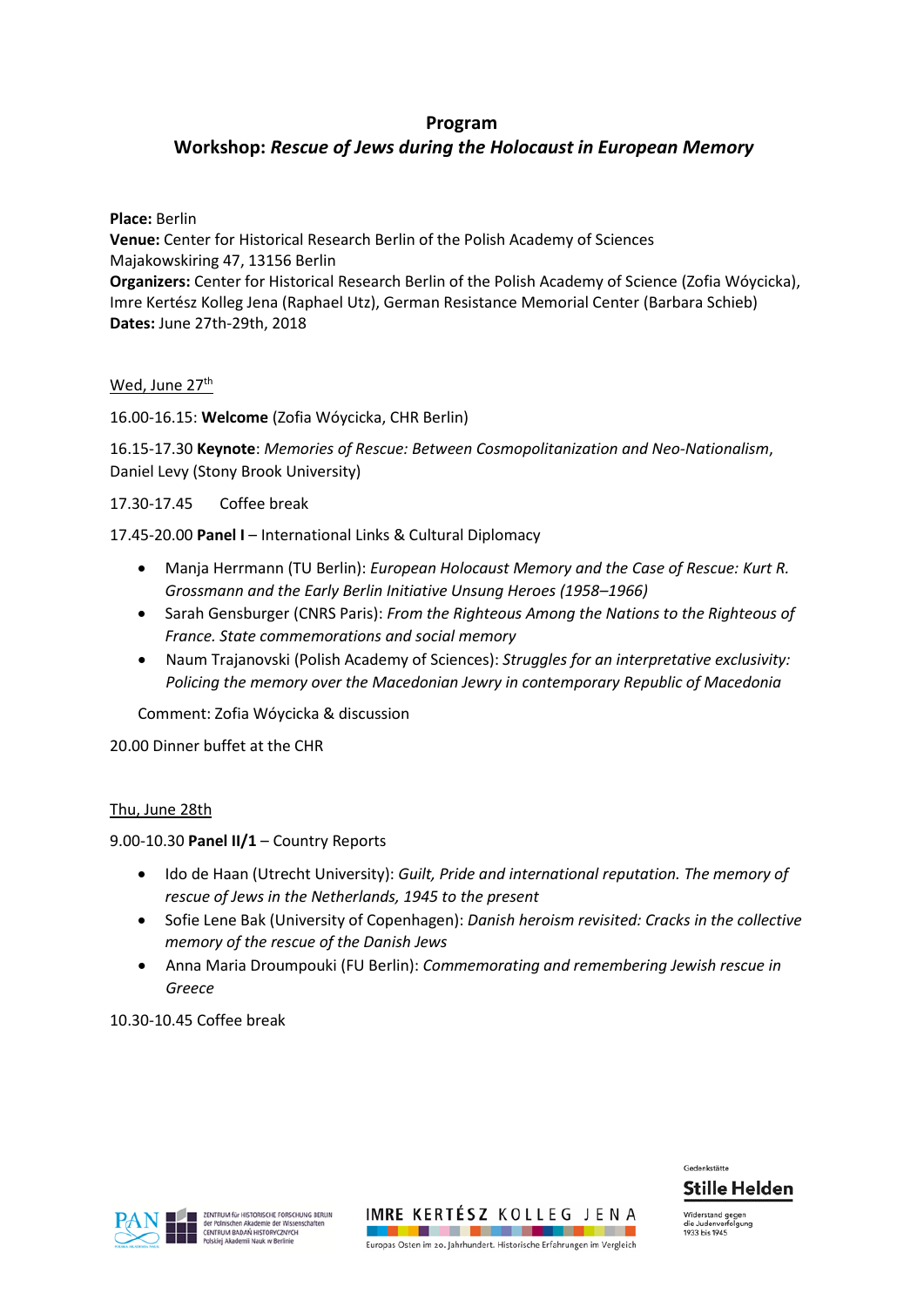# Program

## Workshop: *Rescue of Jews during the Holocaust in European Memory*

**Place:** Berlin
**Venue:** Center for Historical Research Berlin of the Polish Academy of Sciences
Majakowskiring 47, 13156 Berlin
**Organizers:** Center for Historical Research Berlin of the Polish Academy of Science (Zofia Wóycicka), Imre Kertész Kolleg Jena (Raphael Utz), German Resistance Memorial Center (Barbara Schieb)
**Dates:** June 27th-29th, 2018

Wed, June 27th

16.00-16.15: **Welcome** (Zofia Wóycicka, CHR Berlin)

16.15-17.30 **Keynote**: *Memories of Rescue: Between Cosmopolitanization and Neo-Nationalism*, Daniel Levy (Stony Brook University)

17.30-17.45 Coffee break

17.45-20.00 **Panel I** – International Links & Cultural Diplomacy

- Manja Herrmann (TU Berlin): *European Holocaust Memory and the Case of Rescue: Kurt R. Grossmann and the Early Berlin Initiative Unsung Heroes (1958–1966)*
- Sarah Gensburger (CNRS Paris): *From the Righteous Among the Nations to the Righteous of France. State commemorations and social memory*
- Naum Trajanovski (Polish Academy of Sciences): *Struggles for an interpretative exclusivity: Policing the memory over the Macedonian Jewry in contemporary Republic of Macedonia*

Comment: Zofia Wóycicka & discussion

20.00 Dinner buffet at the CHR

Thu, June 28th

9.00-10.30 **Panel II/1** – Country Reports

- Ido de Haan (Utrecht University): *Guilt, Pride and international reputation. The memory of rescue of Jews in the Netherlands, 1945 to the present*
- Sofie Lene Bak (University of Copenhagen): *Danish heroism revisited: Cracks in the collective memory of the rescue of the Danish Jews*
- Anna Maria Droumpouki (FU Berlin): *Commemorating and remembering Jewish rescue in Greece*

10.30-10.45 Coffee break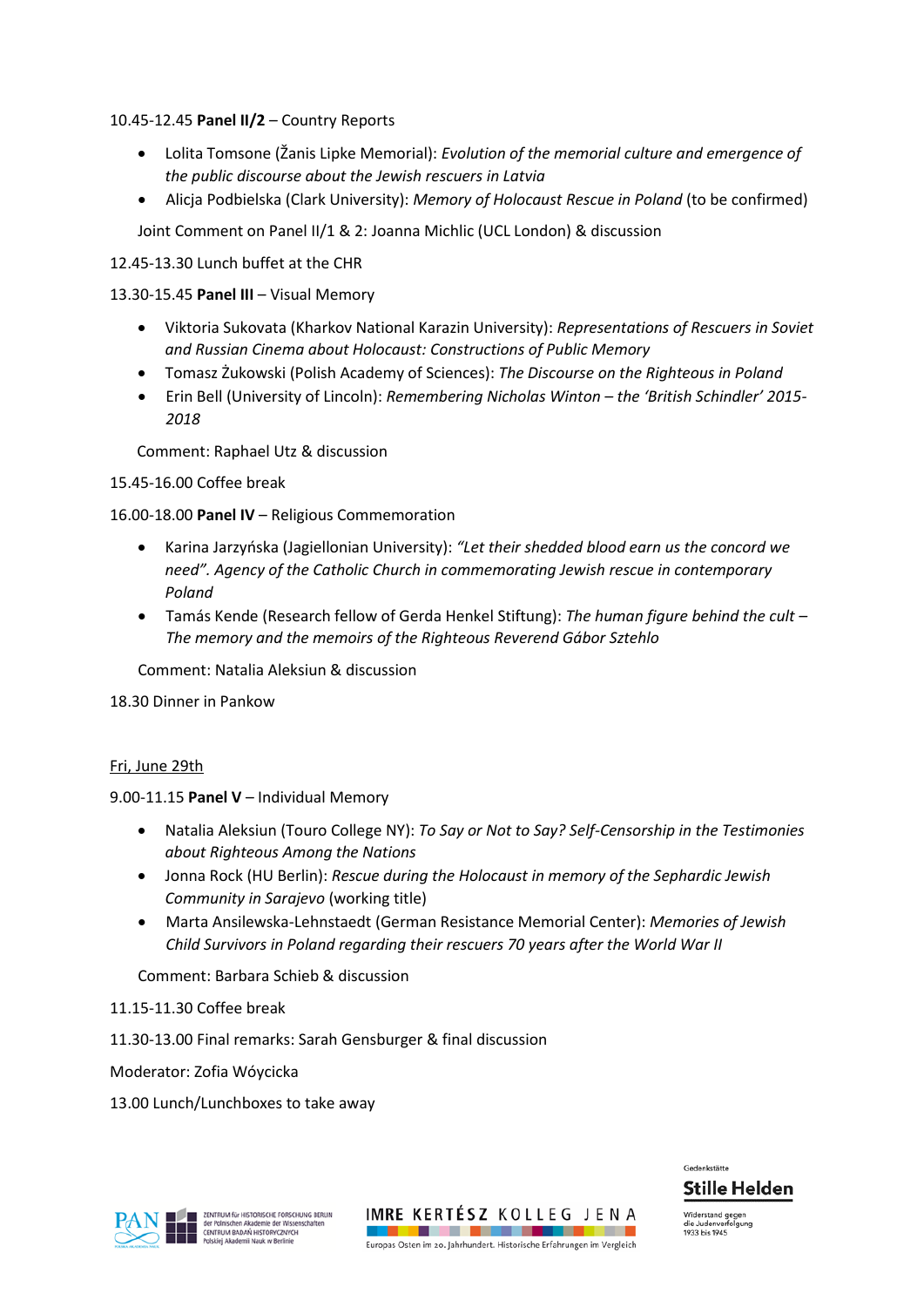10.45-12.45 **Panel II/2** – Country Reports

- Lolita Tomsone (Žanis Lipke Memorial): *Evolution of the memorial culture and emergence of the public discourse about the Jewish rescuers in Latvia*
- Alicja Podbielska (Clark University): *Memory of Holocaust Rescue in Poland* (to be confirmed)

Joint Comment on Panel II/1 & 2: Joanna Michlic (UCL London) & discussion

12.45-13.30 Lunch buffet at the CHR

13.30-15.45 **Panel III** – Visual Memory

- Viktoria Sukovata (Kharkov National Karazin University): *Representations of Rescuers in Soviet and Russian Cinema about Holocaust: Constructions of Public Memory*
- Tomasz Żukowski (Polish Academy of Sciences): *The Discourse on the Righteous in Poland*
- Erin Bell (University of Lincoln): *Remembering Nicholas Winton – the 'British Schindler' 2015-2018*

Comment: Raphael Utz & discussion

15.45-16.00 Coffee break

16.00-18.00 **Panel IV** – Religious Commemoration

- Karina Jarzyńska (Jagiellonian University): *"Let their shedded blood earn us the concord we need". Agency of the Catholic Church in commemorating Jewish rescue in contemporary Poland*
- Tamás Kende (Research fellow of Gerda Henkel Stiftung): *The human figure behind the cult – The memory and the memoirs of the Righteous Reverend Gábor Sztehlo*

Comment: Natalia Aleksiun & discussion

18.30 Dinner in Pankow

<u>Fri, June 29th</u>

9.00-11.15 **Panel V** – Individual Memory

- Natalia Aleksiun (Touro College NY): *To Say or Not to Say? Self-Censorship in the Testimonies about Righteous Among the Nations*
- Jonna Rock (HU Berlin): *Rescue during the Holocaust in memory of the Sephardic Jewish Community in Sarajevo* (working title)
- Marta Ansilewska-Lehnstaedt (German Resistance Memorial Center): *Memories of Jewish Child Survivors in Poland regarding their rescuers 70 years after the World War II*

Comment: Barbara Schieb & discussion

11.15-11.30 Coffee break

11.30-13.00 Final remarks: Sarah Gensburger & final discussion

Moderator: Zofia Wóycicka

13.00 Lunch/Lunchboxes to take away

PAN ZENTRUM für HISTORISCHE FORSCHUNG BERLIN der Polnischen Akademie der Wissenschaften CENTRUM BADAŃ HISTORYCZNYCH Polskiej Akademii Nauk w Berlinie

IMRE KERTÉSZ KOLLEG JENA
Europas Osten im 20. Jahrhundert. Historische Erfahrungen im Vergleich

Gedenkstätte
**Stille Helden**
Widerstand gegen die Judenverfolgung 1933 bis 1945